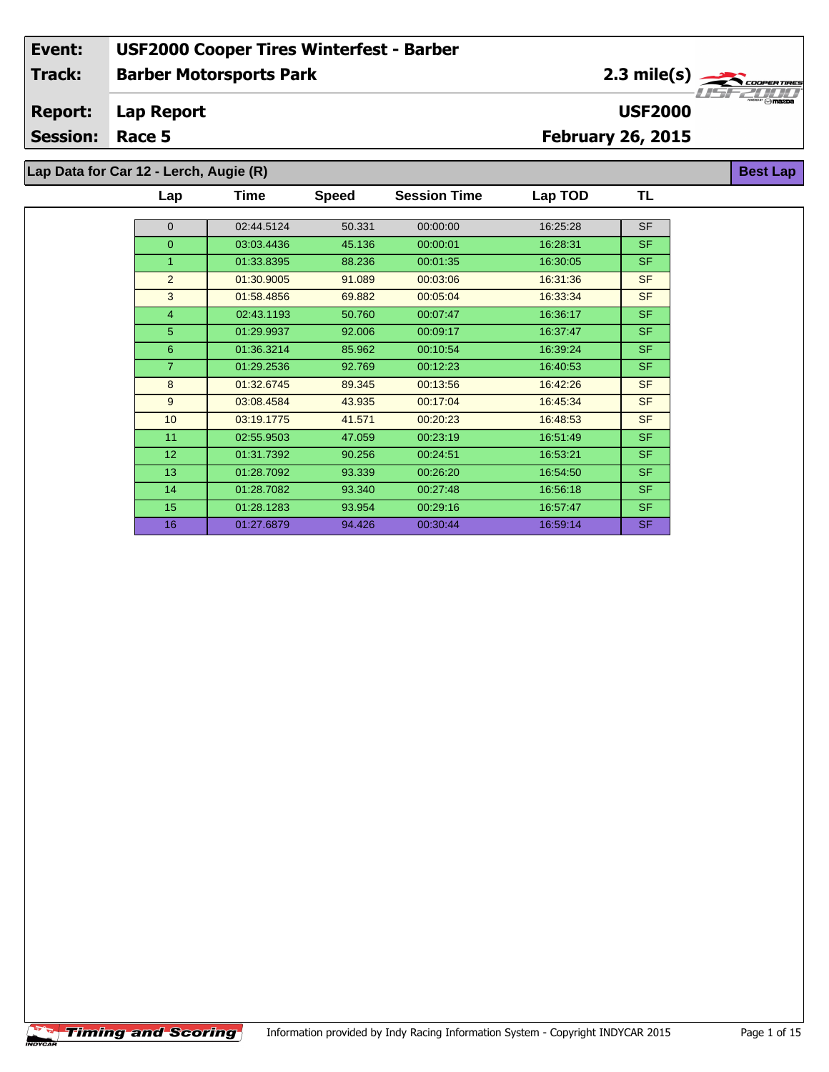| | |
|---|---|
| **Event:** | **USF2000 Cooper Tires Winterfest - Barber** |
| **Track:** | **Barber Motorsports Park** |
| **Report:** | **Lap Report** |
| **Session:** | **Race 5** |

**2.3 mile(s)**

**USF2000**

**February 26, 2015**

## Lap Data for Car 12 - Lerch, Augie (R)

**Best Lap**

| Lap | Time | Speed | Session Time | Lap TOD | TL |
|---|---|---|---|---|---|
| 0 | 02:44.5124 | 50.331 | 00:00:00 | 16:25:28 | SF |
| 0 | 03:03.4436 | 45.136 | 00:00:01 | 16:28:31 | SF |
| 1 | 01:33.8395 | 88.236 | 00:01:35 | 16:30:05 | SF |
| 2 | 01:30.9005 | 91.089 | 00:03:06 | 16:31:36 | SF |
| 3 | 01:58.4856 | 69.882 | 00:05:04 | 16:33:34 | SF |
| 4 | 02:43.1193 | 50.760 | 00:07:47 | 16:36:17 | SF |
| 5 | 01:29.9937 | 92.006 | 00:09:17 | 16:37:47 | SF |
| 6 | 01:36.3214 | 85.962 | 00:10:54 | 16:39:24 | SF |
| 7 | 01:29.2536 | 92.769 | 00:12:23 | 16:40:53 | SF |
| 8 | 01:32.6745 | 89.345 | 00:13:56 | 16:42:26 | SF |
| 9 | 03:08.4584 | 43.935 | 00:17:04 | 16:45:34 | SF |
| 10 | 03:19.1775 | 41.571 | 00:20:23 | 16:48:53 | SF |
| 11 | 02:55.9503 | 47.059 | 00:23:19 | 16:51:49 | SF |
| 12 | 01:31.7392 | 90.256 | 00:24:51 | 16:53:21 | SF |
| 13 | 01:28.7092 | 93.339 | 00:26:20 | 16:54:50 | SF |
| 14 | 01:28.7082 | 93.340 | 00:27:48 | 16:56:18 | SF |
| 15 | 01:28.1283 | 93.954 | 00:29:16 | 16:57:47 | SF |
| 16 | 01:27.6879 | 94.426 | 00:30:44 | 16:59:14 | SF |

Timing and Scoring

Information provided by Indy Racing Information System - Copyright INDYCAR 2015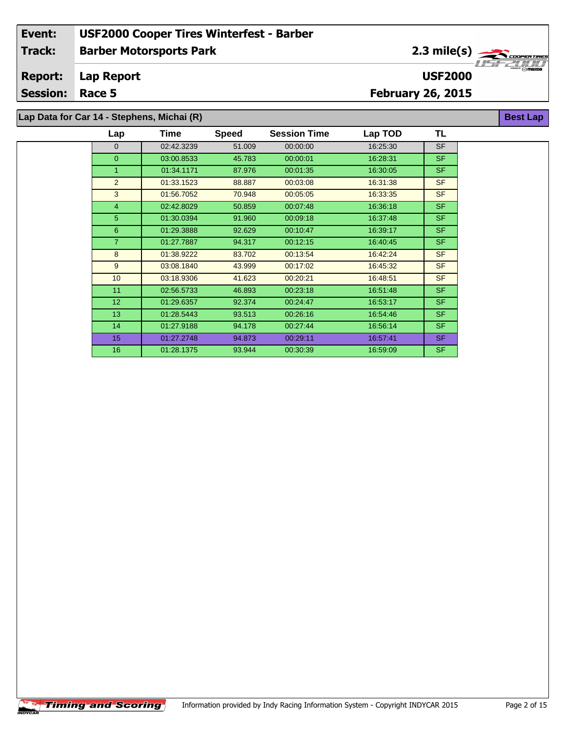| Event: | USF2000 Cooper Tires Winterfest - Barber | |
|---|---|---|
| Track: | Barber Motorsports Park | 2.3 mile(s) |
| Report: | Lap Report | USF2000 |
| Session: | Race 5 | February 26, 2015 |

## Lap Data for Car 14 - Stephens, Michai (R)

**Best Lap**

| Lap | Time | Speed | Session Time | Lap TOD | TL |
|---|---|---|---|---|---|
| 0 | 02:42.3239 | 51.009 | 00:00:00 | 16:25:30 | SF |
| 0 | 03:00.8533 | 45.783 | 00:00:01 | 16:28:31 | SF |
| 1 | 01:34.1171 | 87.976 | 00:01:35 | 16:30:05 | SF |
| 2 | 01:33.1523 | 88.887 | 00:03:08 | 16:31:38 | SF |
| 3 | 01:56.7052 | 70.948 | 00:05:05 | 16:33:35 | SF |
| 4 | 02:42.8029 | 50.859 | 00:07:48 | 16:36:18 | SF |
| 5 | 01:30.0394 | 91.960 | 00:09:18 | 16:37:48 | SF |
| 6 | 01:29.3888 | 92.629 | 00:10:47 | 16:39:17 | SF |
| 7 | 01:27.7887 | 94.317 | 00:12:15 | 16:40:45 | SF |
| 8 | 01:38.9222 | 83.702 | 00:13:54 | 16:42:24 | SF |
| 9 | 03:08.1840 | 43.999 | 00:17:02 | 16:45:32 | SF |
| 10 | 03:18.9306 | 41.623 | 00:20:21 | 16:48:51 | SF |
| 11 | 02:56.5733 | 46.893 | 00:23:18 | 16:51:48 | SF |
| 12 | 01:29.6357 | 92.374 | 00:24:47 | 16:53:17 | SF |
| 13 | 01:28.5443 | 93.513 | 00:26:16 | 16:54:46 | SF |
| 14 | 01:27.9188 | 94.178 | 00:27:44 | 16:56:14 | SF |
| 15 | 01:27.2748 | 94.873 | 00:29:11 | 16:57:41 | SF |
| 16 | 01:28.1375 | 93.944 | 00:30:39 | 16:59:09 | SF |

Information provided by Indy Racing Information System - Copyright INDYCAR 2015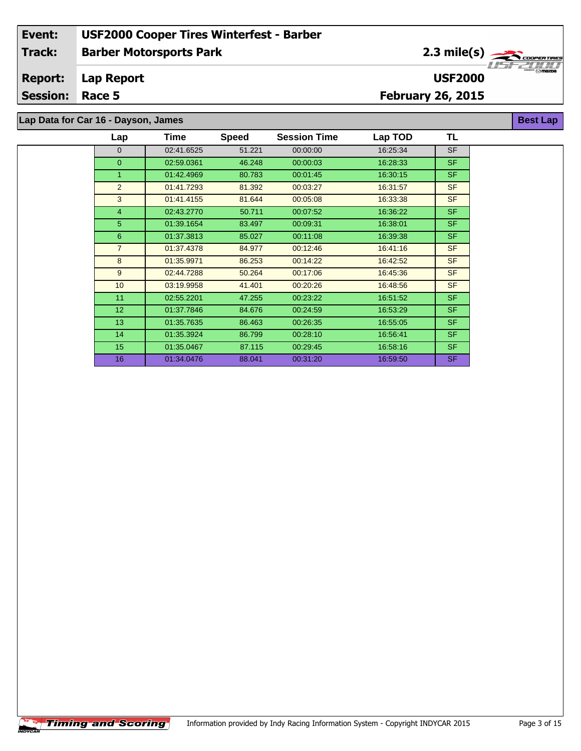| | |
|---|---|
| **Event:** | **USF2000 Cooper Tires Winterfest - Barber** |
| **Track:** | **Barber Motorsports Park** |
| **Report:** | **Lap Report** |
| **Session:** | **Race 5** |

**2.3 mile(s)**

**USF2000**

**February 26, 2015**

## Lap Data for Car 16 - Dayson, James

**Best Lap**

| Lap | Time | Speed | Session Time | Lap TOD | TL |
|---|---|---|---|---|---|
| 0 | 02:41.6525 | 51.221 | 00:00:00 | 16:25:34 | SF |
| 0 | 02:59.0361 | 46.248 | 00:00:03 | 16:28:33 | SF |
| 1 | 01:42.4969 | 80.783 | 00:01:45 | 16:30:15 | SF |
| 2 | 01:41.7293 | 81.392 | 00:03:27 | 16:31:57 | SF |
| 3 | 01:41.4155 | 81.644 | 00:05:08 | 16:33:38 | SF |
| 4 | 02:43.2770 | 50.711 | 00:07:52 | 16:36:22 | SF |
| 5 | 01:39.1654 | 83.497 | 00:09:31 | 16:38:01 | SF |
| 6 | 01:37.3813 | 85.027 | 00:11:08 | 16:39:38 | SF |
| 7 | 01:37.4378 | 84.977 | 00:12:46 | 16:41:16 | SF |
| 8 | 01:35.9971 | 86.253 | 00:14:22 | 16:42:52 | SF |
| 9 | 02:44.7288 | 50.264 | 00:17:06 | 16:45:36 | SF |
| 10 | 03:19.9958 | 41.401 | 00:20:26 | 16:48:56 | SF |
| 11 | 02:55.2201 | 47.255 | 00:23:22 | 16:51:52 | SF |
| 12 | 01:37.7846 | 84.676 | 00:24:59 | 16:53:29 | SF |
| 13 | 01:35.7635 | 86.463 | 00:26:35 | 16:55:05 | SF |
| 14 | 01:35.3924 | 86.799 | 00:28:10 | 16:56:41 | SF |
| 15 | 01:35.0467 | 87.115 | 00:29:45 | 16:58:16 | SF |
| 16 | 01:34.0476 | 88.041 | 00:31:20 | 16:59:50 | SF |

Information provided by Indy Racing Information System - Copyright INDYCAR 2015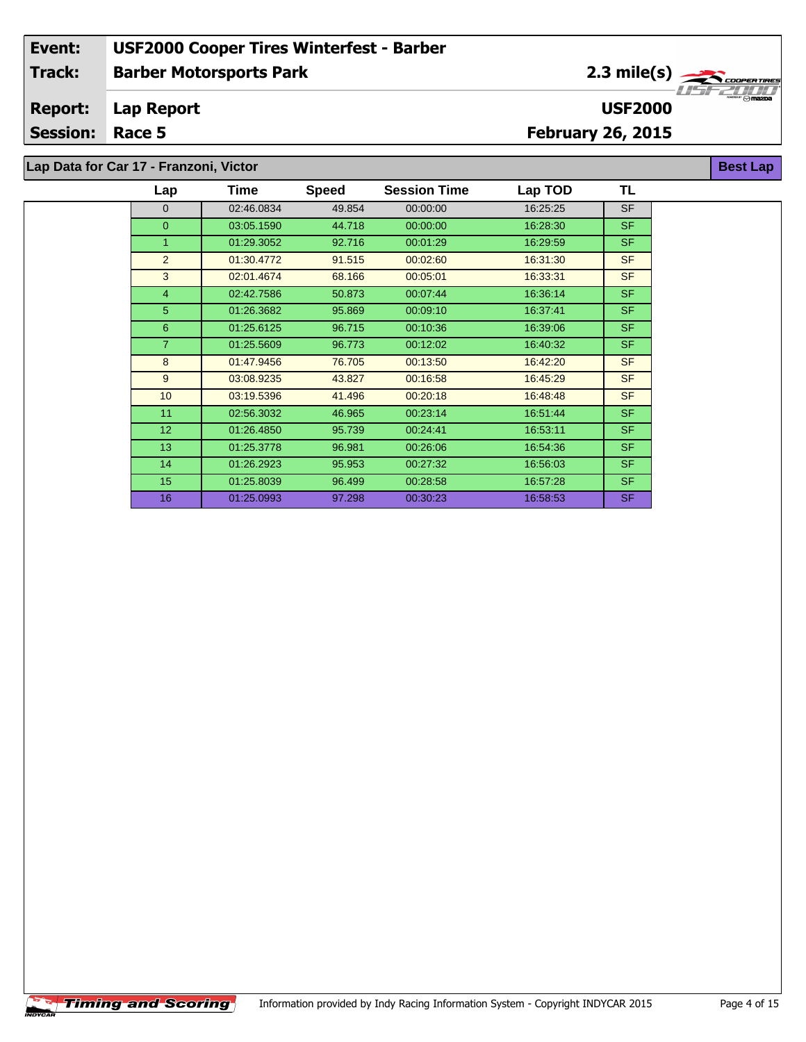| | |
|---|---|
| **Event:** | **USF2000 Cooper Tires Winterfest - Barber** |
| **Track:** | **Barber Motorsports Park** — **2.3 mile(s)** |
| **Report:** | **Lap Report** — **USF2000** |
| **Session:** | **Race 5** — **February 26, 2015** |

## Lap Data for Car 17 - Franzoni, Victor

**Best Lap**

| Lap | Time | Speed | Session Time | Lap TOD | TL |
|---|---|---|---|---|---|
| 0 | 02:46.0834 | 49.854 | 00:00:00 | 16:25:25 | SF |
| 0 | 03:05.1590 | 44.718 | 00:00:00 | 16:28:30 | SF |
| 1 | 01:29.3052 | 92.716 | 00:01:29 | 16:29:59 | SF |
| 2 | 01:30.4772 | 91.515 | 00:02:60 | 16:31:30 | SF |
| 3 | 02:01.4674 | 68.166 | 00:05:01 | 16:33:31 | SF |
| 4 | 02:42.7586 | 50.873 | 00:07:44 | 16:36:14 | SF |
| 5 | 01:26.3682 | 95.869 | 00:09:10 | 16:37:41 | SF |
| 6 | 01:25.6125 | 96.715 | 00:10:36 | 16:39:06 | SF |
| 7 | 01:25.5609 | 96.773 | 00:12:02 | 16:40:32 | SF |
| 8 | 01:47.9456 | 76.705 | 00:13:50 | 16:42:20 | SF |
| 9 | 03:08.9235 | 43.827 | 00:16:58 | 16:45:29 | SF |
| 10 | 03:19.5396 | 41.496 | 00:20:18 | 16:48:48 | SF |
| 11 | 02:56.3032 | 46.965 | 00:23:14 | 16:51:44 | SF |
| 12 | 01:26.4850 | 95.739 | 00:24:41 | 16:53:11 | SF |
| 13 | 01:25.3778 | 96.981 | 00:26:06 | 16:54:36 | SF |
| 14 | 01:26.2923 | 95.953 | 00:27:32 | 16:56:03 | SF |
| 15 | 01:25.8039 | 96.499 | 00:28:58 | 16:57:28 | SF |
| 16 | 01:25.0993 | 97.298 | 00:30:23 | 16:58:53 | SF |

Timing and Scoring

Information provided by Indy Racing Information System - Copyright INDYCAR 2015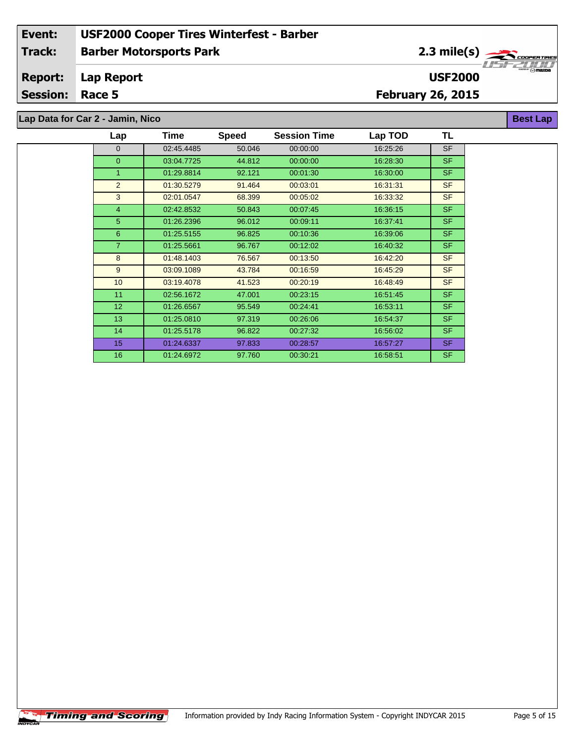| | |
|---|---|
| **Event:** | **USF2000 Cooper Tires Winterfest - Barber** |
| **Track:** | **Barber Motorsports Park** — **2.3 mile(s)** |
| **Report:** | **Lap Report** — **USF2000** |
| **Session:** | **Race 5** — **February 26, 2015** |

## Lap Data for Car 2 - Jamin, Nico

**Best Lap**

| Lap | Time | Speed | Session Time | Lap TOD | TL |
|---|---|---|---|---|---|
| 0 | 02:45.4485 | 50.046 | 00:00:00 | 16:25:26 | SF |
| 0 | 03:04.7725 | 44.812 | 00:00:00 | 16:28:30 | SF |
| 1 | 01:29.8814 | 92.121 | 00:01:30 | 16:30:00 | SF |
| 2 | 01:30.5279 | 91.464 | 00:03:01 | 16:31:31 | SF |
| 3 | 02:01.0547 | 68.399 | 00:05:02 | 16:33:32 | SF |
| 4 | 02:42.8532 | 50.843 | 00:07:45 | 16:36:15 | SF |
| 5 | 01:26.2396 | 96.012 | 00:09:11 | 16:37:41 | SF |
| 6 | 01:25.5155 | 96.825 | 00:10:36 | 16:39:06 | SF |
| 7 | 01:25.5661 | 96.767 | 00:12:02 | 16:40:32 | SF |
| 8 | 01:48.1403 | 76.567 | 00:13:50 | 16:42:20 | SF |
| 9 | 03:09.1089 | 43.784 | 00:16:59 | 16:45:29 | SF |
| 10 | 03:19.4078 | 41.523 | 00:20:19 | 16:48:49 | SF |
| 11 | 02:56.1672 | 47.001 | 00:23:15 | 16:51:45 | SF |
| 12 | 01:26.6567 | 95.549 | 00:24:41 | 16:53:11 | SF |
| 13 | 01:25.0810 | 97.319 | 00:26:06 | 16:54:37 | SF |
| 14 | 01:25.5178 | 96.822 | 00:27:32 | 16:56:02 | SF |
| 15 | 01:24.6337 | 97.833 | 00:28:57 | 16:57:27 | SF |
| 16 | 01:24.6972 | 97.760 | 00:30:21 | 16:58:51 | SF |

Information provided by Indy Racing Information System - Copyright INDYCAR 2015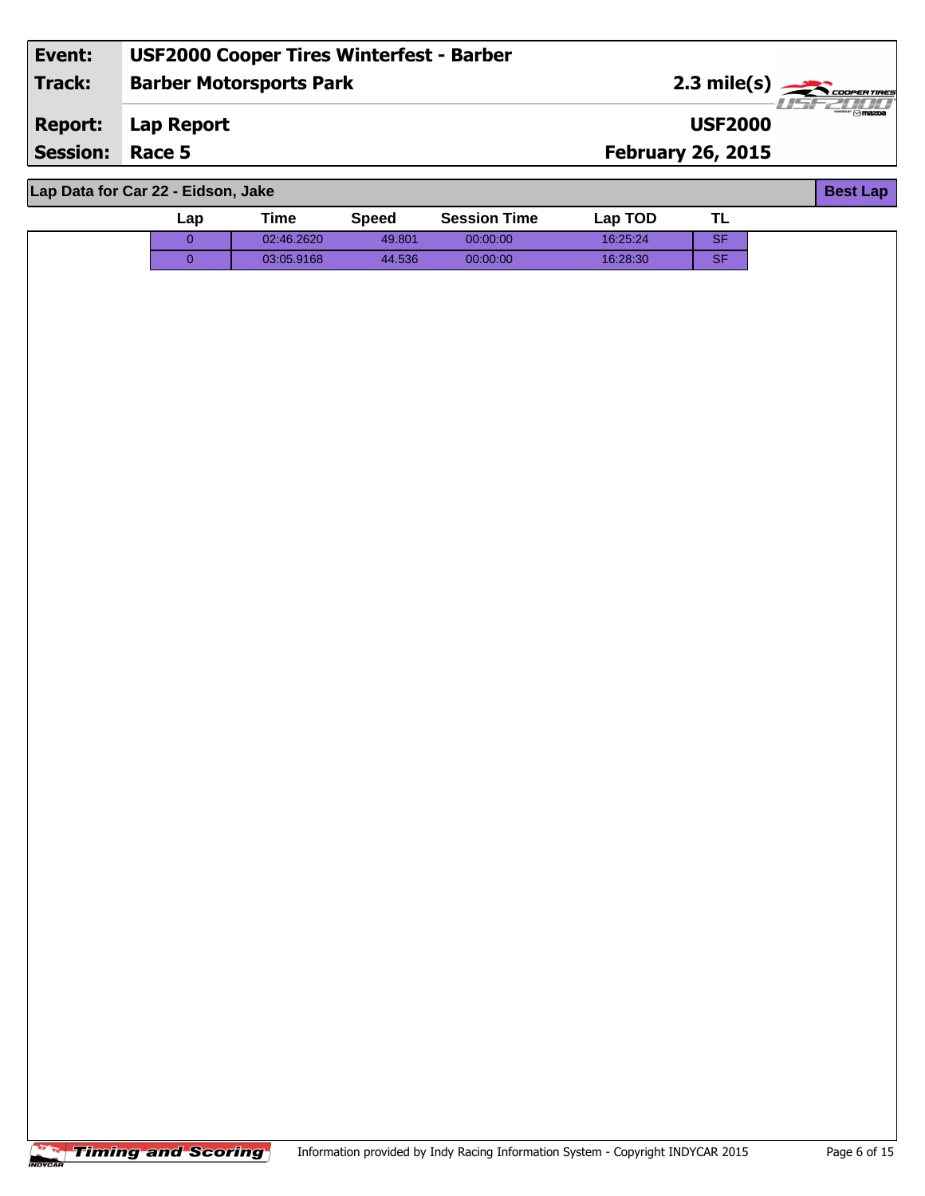| | | | |
|---|---|---|---|
| **Event:** | **USF2000 Cooper Tires Winterfest - Barber** | | |
| **Track:** | **Barber Motorsports Park** | **2.3 mile(s)** | |
| **Report:** | **Lap Report** | **USF2000** | |
| **Session:** | **Race 5** | **February 26, 2015** | |

**Lap Data for Car 22 - Eidson, Jake** **Best Lap**

| Lap | Time | Speed | Session Time | Lap TOD | TL |
|---|---|---|---|---|---|
| 0 | 02:46.2620 | 49.801 | 00:00:00 | 16:25:24 | SF |
| 0 | 03:05.9168 | 44.536 | 00:00:00 | 16:28:30 | SF |

Timing and Scoring

Information provided by Indy Racing Information System - Copyright INDYCAR 2015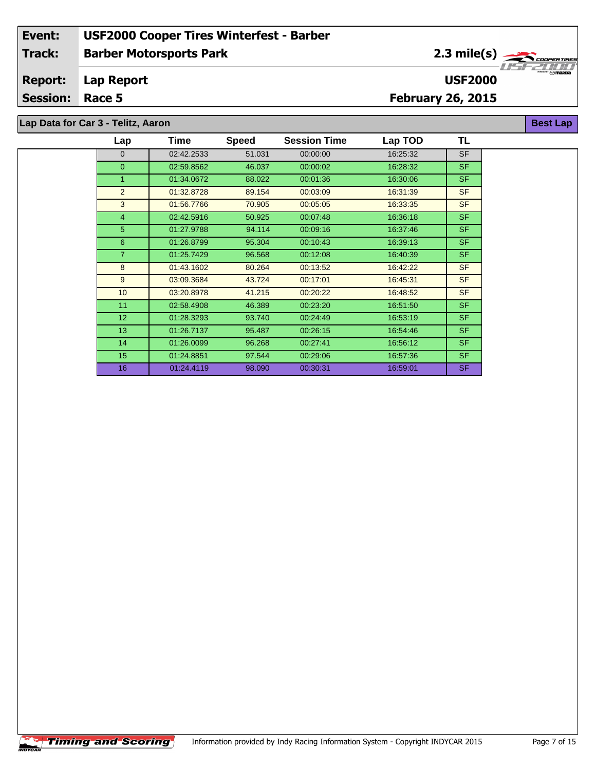| Event: | USF2000 Cooper Tires Winterfest - Barber | |
|---|---|---|
| Track: | Barber Motorsports Park | 2.3 mile(s) |
| Report: | Lap Report | USF2000 |
| Session: | Race 5 | February 26, 2015 |

## Lap Data for Car 3 - Telitz, Aaron

Best Lap

| Lap | Time | Speed | Session Time | Lap TOD | TL |
|---|---|---|---|---|---|
| 0 | 02:42.2533 | 51.031 | 00:00:00 | 16:25:32 | SF |
| 0 | 02:59.8562 | 46.037 | 00:00:02 | 16:28:32 | SF |
| 1 | 01:34.0672 | 88.022 | 00:01:36 | 16:30:06 | SF |
| 2 | 01:32.8728 | 89.154 | 00:03:09 | 16:31:39 | SF |
| 3 | 01:56.7766 | 70.905 | 00:05:05 | 16:33:35 | SF |
| 4 | 02:42.5916 | 50.925 | 00:07:48 | 16:36:18 | SF |
| 5 | 01:27.9788 | 94.114 | 00:09:16 | 16:37:46 | SF |
| 6 | 01:26.8799 | 95.304 | 00:10:43 | 16:39:13 | SF |
| 7 | 01:25.7429 | 96.568 | 00:12:08 | 16:40:39 | SF |
| 8 | 01:43.1602 | 80.264 | 00:13:52 | 16:42:22 | SF |
| 9 | 03:09.3684 | 43.724 | 00:17:01 | 16:45:31 | SF |
| 10 | 03:20.8978 | 41.215 | 00:20:22 | 16:48:52 | SF |
| 11 | 02:58.4908 | 46.389 | 00:23:20 | 16:51:50 | SF |
| 12 | 01:28.3293 | 93.740 | 00:24:49 | 16:53:19 | SF |
| 13 | 01:26.7137 | 95.487 | 00:26:15 | 16:54:46 | SF |
| 14 | 01:26.0099 | 96.268 | 00:27:41 | 16:56:12 | SF |
| 15 | 01:24.8851 | 97.544 | 00:29:06 | 16:57:36 | SF |
| 16 | 01:24.4119 | 98.090 | 00:30:31 | 16:59:01 | SF |

Information provided by Indy Racing Information System - Copyright INDYCAR 2015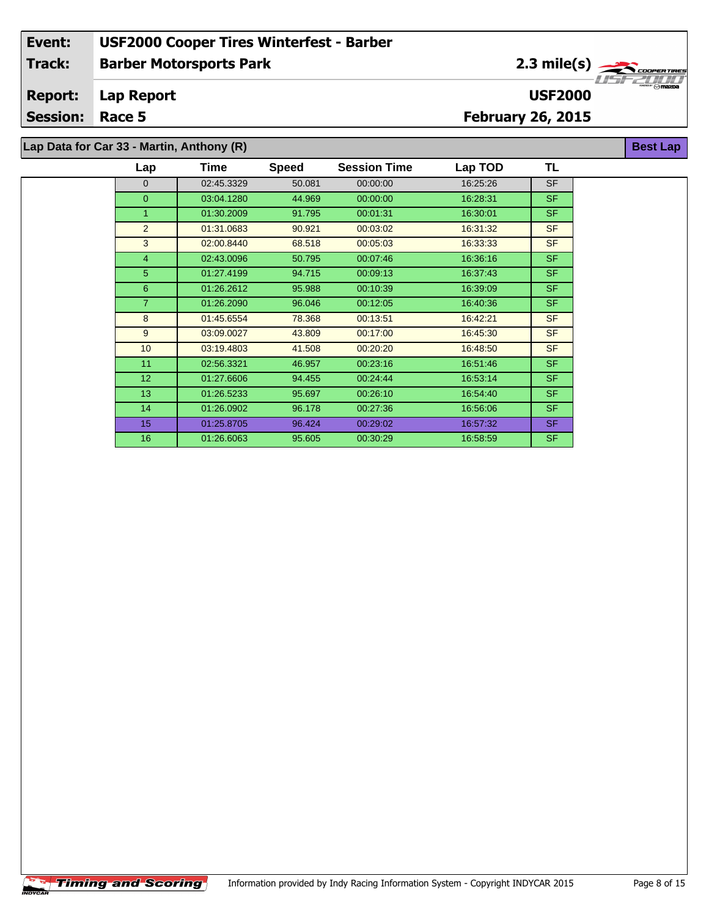| | | | |
|---|---|---|---|
| **Event:** | **USF2000 Cooper Tires Winterfest - Barber** | | |
| **Track:** | **Barber Motorsports Park** | **2.3 mile(s)** | |
| **Report:** | **Lap Report** | **USF2000** | |
| **Session:** | **Race 5** | **February 26, 2015** | |

**Lap Data for Car 33 - Martin, Anthony (R)** — **Best Lap**

| Lap | Time | Speed | Session Time | Lap TOD | TL |
|---|---|---|---|---|---|
| 0 | 02:45.3329 | 50.081 | 00:00:00 | 16:25:26 | SF |
| 0 | 03:04.1280 | 44.969 | 00:00:00 | 16:28:31 | SF |
| 1 | 01:30.2009 | 91.795 | 00:01:31 | 16:30:01 | SF |
| 2 | 01:31.0683 | 90.921 | 00:03:02 | 16:31:32 | SF |
| 3 | 02:00.8440 | 68.518 | 00:05:03 | 16:33:33 | SF |
| 4 | 02:43.0096 | 50.795 | 00:07:46 | 16:36:16 | SF |
| 5 | 01:27.4199 | 94.715 | 00:09:13 | 16:37:43 | SF |
| 6 | 01:26.2612 | 95.988 | 00:10:39 | 16:39:09 | SF |
| 7 | 01:26.2090 | 96.046 | 00:12:05 | 16:40:36 | SF |
| 8 | 01:45.6554 | 78.368 | 00:13:51 | 16:42:21 | SF |
| 9 | 03:09.0027 | 43.809 | 00:17:00 | 16:45:30 | SF |
| 10 | 03:19.4803 | 41.508 | 00:20:20 | 16:48:50 | SF |
| 11 | 02:56.3321 | 46.957 | 00:23:16 | 16:51:46 | SF |
| 12 | 01:27.6606 | 94.455 | 00:24:44 | 16:53:14 | SF |
| 13 | 01:26.5233 | 95.697 | 00:26:10 | 16:54:40 | SF |
| 14 | 01:26.0902 | 96.178 | 00:27:36 | 16:56:06 | SF |
| 15 | 01:25.8705 | 96.424 | 00:29:02 | 16:57:32 | SF |
| 16 | 01:26.6063 | 95.605 | 00:30:29 | 16:58:59 | SF |

Timing and Scoring — Information provided by Indy Racing Information System - Copyright INDYCAR 2015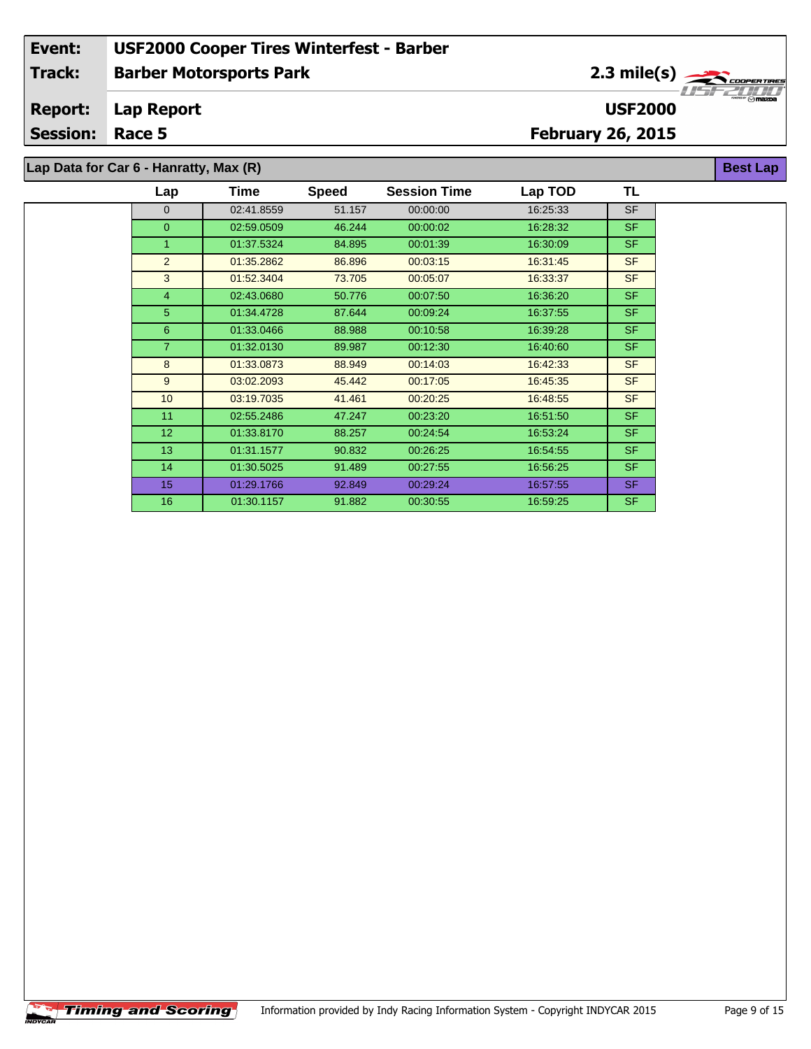| | | | |
|---|---|---|---|
| **Event:** | **USF2000 Cooper Tires Winterfest - Barber** | | |
| **Track:** | **Barber Motorsports Park** | **2.3 mile(s)** | |
| **Report:** | **Lap Report** | **USF2000** | |
| **Session:** | **Race 5** | **February 26, 2015** | |

## Lap Data for Car 6 - Hanratty, Max (R)

**Best Lap**

| Lap | Time | Speed | Session Time | Lap TOD | TL |
|---|---|---|---|---|---|
| 0 | 02:41.8559 | 51.157 | 00:00:00 | 16:25:33 | SF |
| 0 | 02:59.0509 | 46.244 | 00:00:02 | 16:28:32 | SF |
| 1 | 01:37.5324 | 84.895 | 00:01:39 | 16:30:09 | SF |
| 2 | 01:35.2862 | 86.896 | 00:03:15 | 16:31:45 | SF |
| 3 | 01:52.3404 | 73.705 | 00:05:07 | 16:33:37 | SF |
| 4 | 02:43.0680 | 50.776 | 00:07:50 | 16:36:20 | SF |
| 5 | 01:34.4728 | 87.644 | 00:09:24 | 16:37:55 | SF |
| 6 | 01:33.0466 | 88.988 | 00:10:58 | 16:39:28 | SF |
| 7 | 01:32.0130 | 89.987 | 00:12:30 | 16:40:60 | SF |
| 8 | 01:33.0873 | 88.949 | 00:14:03 | 16:42:33 | SF |
| 9 | 03:02.2093 | 45.442 | 00:17:05 | 16:45:35 | SF |
| 10 | 03:19.7035 | 41.461 | 00:20:25 | 16:48:55 | SF |
| 11 | 02:55.2486 | 47.247 | 00:23:20 | 16:51:50 | SF |
| 12 | 01:33.8170 | 88.257 | 00:24:54 | 16:53:24 | SF |
| 13 | 01:31.1577 | 90.832 | 00:26:25 | 16:54:55 | SF |
| 14 | 01:30.5025 | 91.489 | 00:27:55 | 16:56:25 | SF |
| 15 | 01:29.1766 | 92.849 | 00:29:24 | 16:57:55 | SF |
| 16 | 01:30.1157 | 91.882 | 00:30:55 | 16:59:25 | SF |

Timing and Scoring

Information provided by Indy Racing Information System - Copyright INDYCAR 2015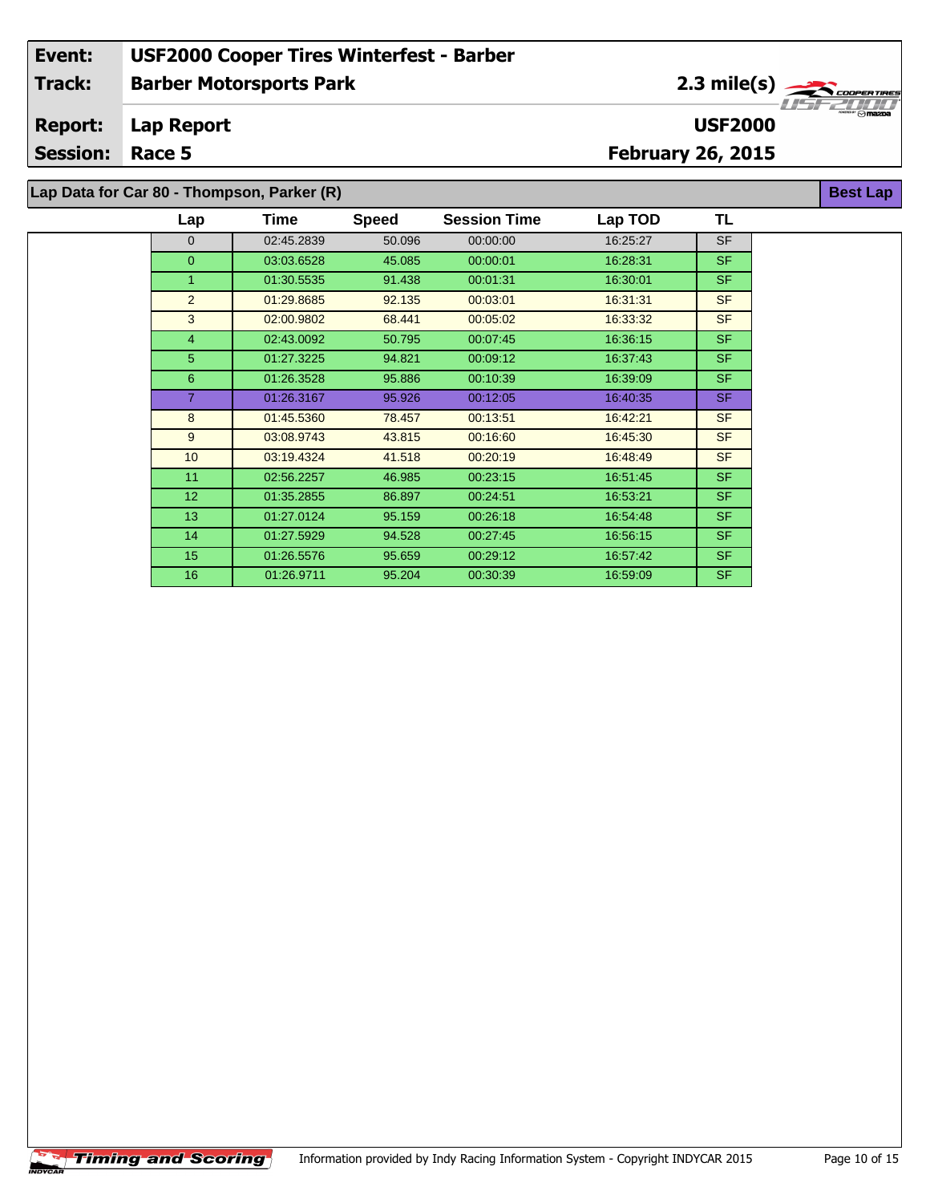| Event: | USF2000 Cooper Tires Winterfest - Barber | |
|---|---|---|
| Track: | Barber Motorsports Park | 2.3 mile(s) |
| Report: | Lap Report | USF2000 |
| Session: | Race 5 | February 26, 2015 |

## Lap Data for Car 80 - Thompson, Parker (R)

**Best Lap**

| Lap | Time | Speed | Session Time | Lap TOD | TL |
|---|---|---|---|---|---|
| 0 | 02:45.2839 | 50.096 | 00:00:00 | 16:25:27 | SF |
| 0 | 03:03.6528 | 45.085 | 00:00:01 | 16:28:31 | SF |
| 1 | 01:30.5535 | 91.438 | 00:01:31 | 16:30:01 | SF |
| 2 | 01:29.8685 | 92.135 | 00:03:01 | 16:31:31 | SF |
| 3 | 02:00.9802 | 68.441 | 00:05:02 | 16:33:32 | SF |
| 4 | 02:43.0092 | 50.795 | 00:07:45 | 16:36:15 | SF |
| 5 | 01:27.3225 | 94.821 | 00:09:12 | 16:37:43 | SF |
| 6 | 01:26.3528 | 95.886 | 00:10:39 | 16:39:09 | SF |
| 7 | 01:26.3167 | 95.926 | 00:12:05 | 16:40:35 | SF |
| 8 | 01:45.5360 | 78.457 | 00:13:51 | 16:42:21 | SF |
| 9 | 03:08.9743 | 43.815 | 00:16:60 | 16:45:30 | SF |
| 10 | 03:19.4324 | 41.518 | 00:20:19 | 16:48:49 | SF |
| 11 | 02:56.2257 | 46.985 | 00:23:15 | 16:51:45 | SF |
| 12 | 01:35.2855 | 86.897 | 00:24:51 | 16:53:21 | SF |
| 13 | 01:27.0124 | 95.159 | 00:26:18 | 16:54:48 | SF |
| 14 | 01:27.5929 | 94.528 | 00:27:45 | 16:56:15 | SF |
| 15 | 01:26.5576 | 95.659 | 00:29:12 | 16:57:42 | SF |
| 16 | 01:26.9711 | 95.204 | 00:30:39 | 16:59:09 | SF |

Information provided by Indy Racing Information System - Copyright INDYCAR 2015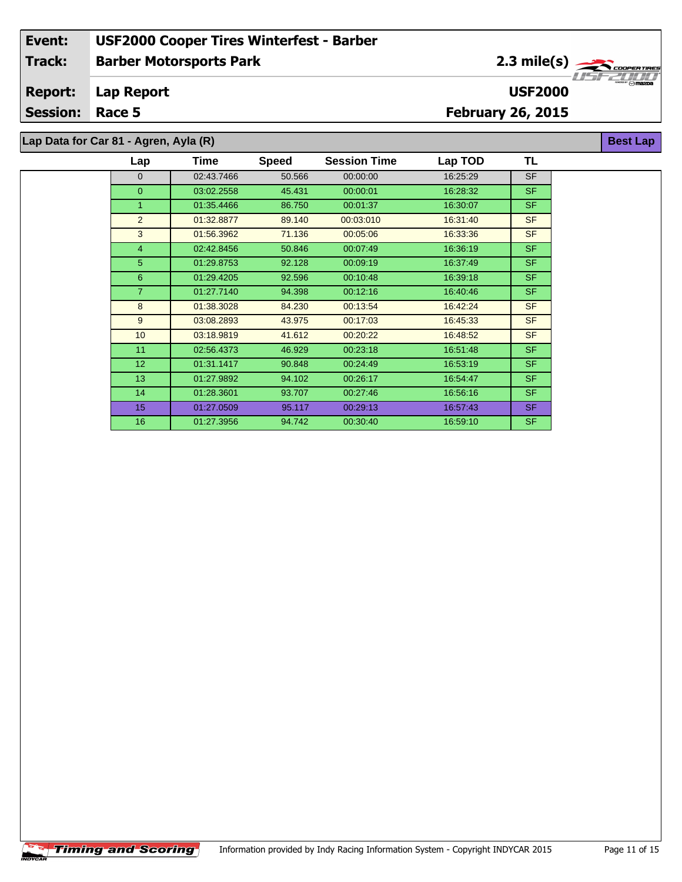| | |
|---|---|
| **Event:** | **USF2000 Cooper Tires Winterfest - Barber** |
| **Track:** | **Barber Motorsports Park** |
| **Report:** | **Lap Report** |
| **Session:** | **Race 5** |

**2.3 mile(s)**

**USF2000**

**February 26, 2015**

## Lap Data for Car 81 - Agren, Ayla (R)

**Best Lap**

| Lap | Time | Speed | Session Time | Lap TOD | TL |
|---|---|---|---|---|---|
| 0 | 02:43.7466 | 50.566 | 00:00:00 | 16:25:29 | SF |
| 0 | 03:02.2558 | 45.431 | 00:00:01 | 16:28:32 | SF |
| 1 | 01:35.4466 | 86.750 | 00:01:37 | 16:30:07 | SF |
| 2 | 01:32.8877 | 89.140 | 00:03:010 | 16:31:40 | SF |
| 3 | 01:56.3962 | 71.136 | 00:05:06 | 16:33:36 | SF |
| 4 | 02:42.8456 | 50.846 | 00:07:49 | 16:36:19 | SF |
| 5 | 01:29.8753 | 92.128 | 00:09:19 | 16:37:49 | SF |
| 6 | 01:29.4205 | 92.596 | 00:10:48 | 16:39:18 | SF |
| 7 | 01:27.7140 | 94.398 | 00:12:16 | 16:40:46 | SF |
| 8 | 01:38.3028 | 84.230 | 00:13:54 | 16:42:24 | SF |
| 9 | 03:08.2893 | 43.975 | 00:17:03 | 16:45:33 | SF |
| 10 | 03:18.9819 | 41.612 | 00:20:22 | 16:48:52 | SF |
| 11 | 02:56.4373 | 46.929 | 00:23:18 | 16:51:48 | SF |
| 12 | 01:31.1417 | 90.848 | 00:24:49 | 16:53:19 | SF |
| 13 | 01:27.9892 | 94.102 | 00:26:17 | 16:54:47 | SF |
| 14 | 01:28.3601 | 93.707 | 00:27:46 | 16:56:16 | SF |
| 15 | 01:27.0509 | 95.117 | 00:29:13 | 16:57:43 | SF |
| 16 | 01:27.3956 | 94.742 | 00:30:40 | 16:59:10 | SF |

Timing and Scoring

Information provided by Indy Racing Information System - Copyright INDYCAR 2015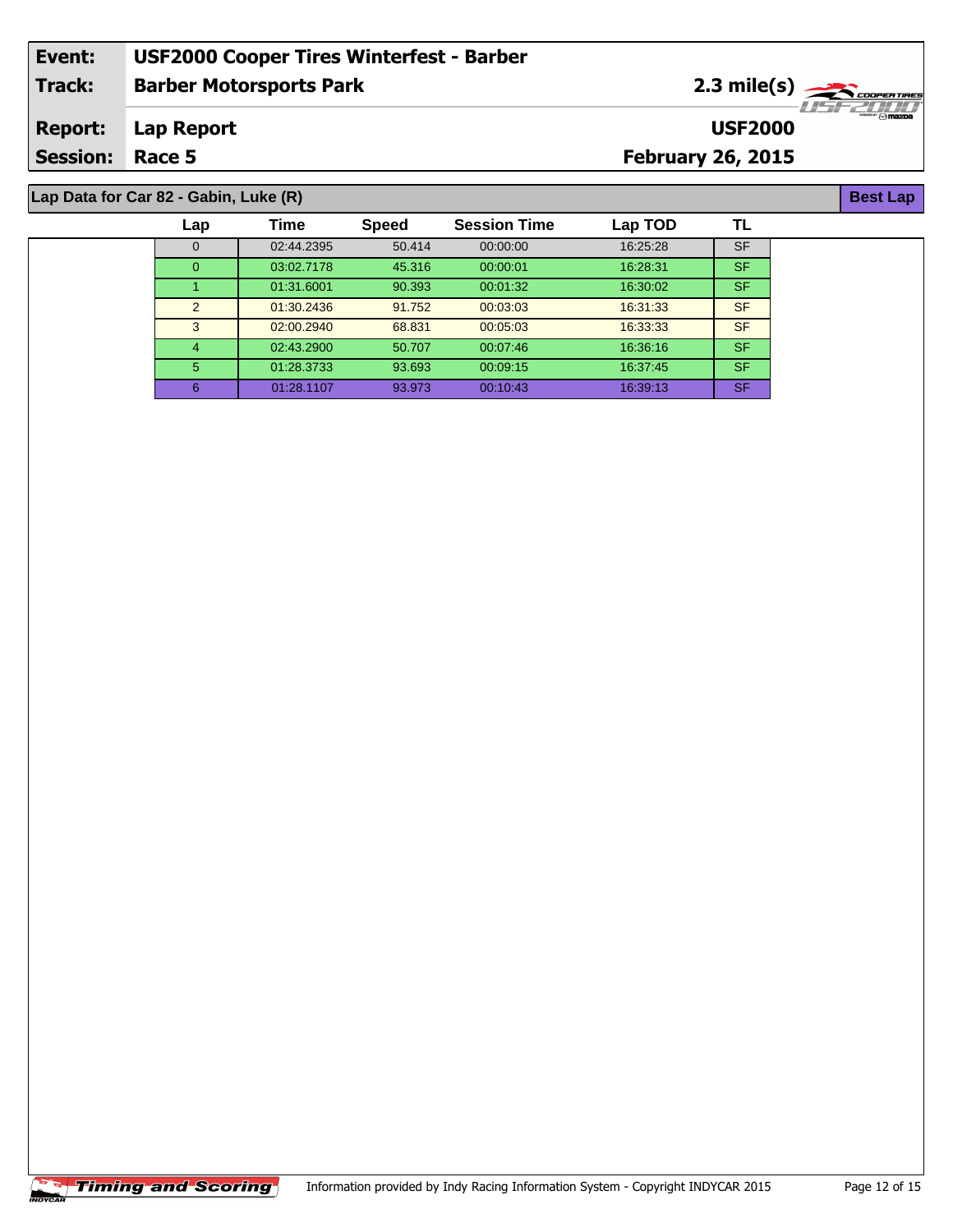| | |
|---|---|
| **Event:** | **USF2000 Cooper Tires Winterfest - Barber** |
| **Track:** | **Barber Motorsports Park** |
| **Report:** | **Lap Report** |
| **Session:** | **Race 5** |

**2.3 mile(s)**

**USF2000**

**February 26, 2015**

**Lap Data for Car 82 - Gabin, Luke (R)**

**Best Lap**

| Lap | Time | Speed | Session Time | Lap TOD | TL |
|---|---|---|---|---|---|
| 0 | 02:44.2395 | 50.414 | 00:00:00 | 16:25:28 | SF |
| 0 | 03:02.7178 | 45.316 | 00:00:01 | 16:28:31 | SF |
| 1 | 01:31.6001 | 90.393 | 00:01:32 | 16:30:02 | SF |
| 2 | 01:30.2436 | 91.752 | 00:03:03 | 16:31:33 | SF |
| 3 | 02:00.2940 | 68.831 | 00:05:03 | 16:33:33 | SF |
| 4 | 02:43.2900 | 50.707 | 00:07:46 | 16:36:16 | SF |
| 5 | 01:28.3733 | 93.693 | 00:09:15 | 16:37:45 | SF |
| 6 | 01:28.1107 | 93.973 | 00:10:43 | 16:39:13 | SF |

Timing and Scoring

Information provided by Indy Racing Information System - Copyright INDYCAR 2015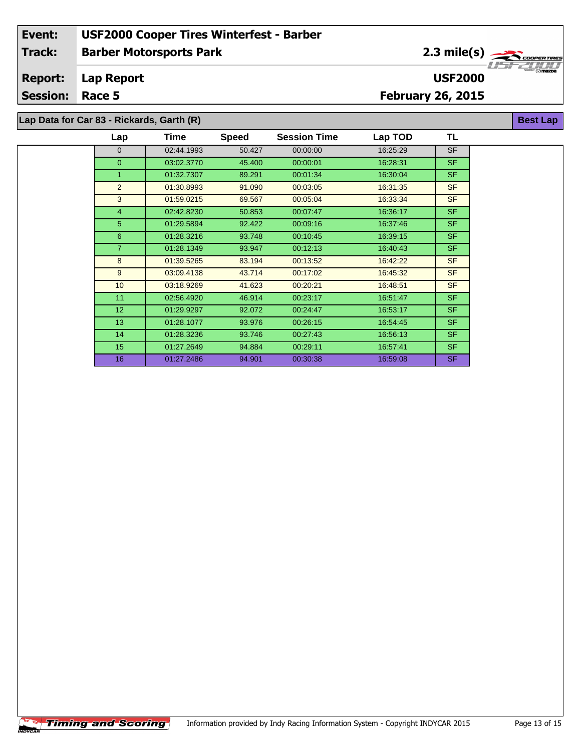| | |
|---|---|
| **Event:** | **USF2000 Cooper Tires Winterfest - Barber** |
| **Track:** | **Barber Motorsports Park** |
| **Report:** | **Lap Report** |
| **Session:** | **Race 5** |

**2.3 mile(s)**

**USF2000**

**February 26, 2015**

## Lap Data for Car 83 - Rickards, Garth (R)

**Best Lap**

| Lap | Time | Speed | Session Time | Lap TOD | TL |
|---|---|---|---|---|---|
| 0 | 02:44.1993 | 50.427 | 00:00:00 | 16:25:29 | SF |
| 0 | 03:02.3770 | 45.400 | 00:00:01 | 16:28:31 | SF |
| 1 | 01:32.7307 | 89.291 | 00:01:34 | 16:30:04 | SF |
| 2 | 01:30.8993 | 91.090 | 00:03:05 | 16:31:35 | SF |
| 3 | 01:59.0215 | 69.567 | 00:05:04 | 16:33:34 | SF |
| 4 | 02:42.8230 | 50.853 | 00:07:47 | 16:36:17 | SF |
| 5 | 01:29.5894 | 92.422 | 00:09:16 | 16:37:46 | SF |
| 6 | 01:28.3216 | 93.748 | 00:10:45 | 16:39:15 | SF |
| 7 | 01:28.1349 | 93.947 | 00:12:13 | 16:40:43 | SF |
| 8 | 01:39.5265 | 83.194 | 00:13:52 | 16:42:22 | SF |
| 9 | 03:09.4138 | 43.714 | 00:17:02 | 16:45:32 | SF |
| 10 | 03:18.9269 | 41.623 | 00:20:21 | 16:48:51 | SF |
| 11 | 02:56.4920 | 46.914 | 00:23:17 | 16:51:47 | SF |
| 12 | 01:29.9297 | 92.072 | 00:24:47 | 16:53:17 | SF |
| 13 | 01:28.1077 | 93.976 | 00:26:15 | 16:54:45 | SF |
| 14 | 01:28.3236 | 93.746 | 00:27:43 | 16:56:13 | SF |
| 15 | 01:27.2649 | 94.884 | 00:29:11 | 16:57:41 | SF |
| 16 | 01:27.2486 | 94.901 | 00:30:38 | 16:59:08 | SF |

Information provided by Indy Racing Information System - Copyright INDYCAR 2015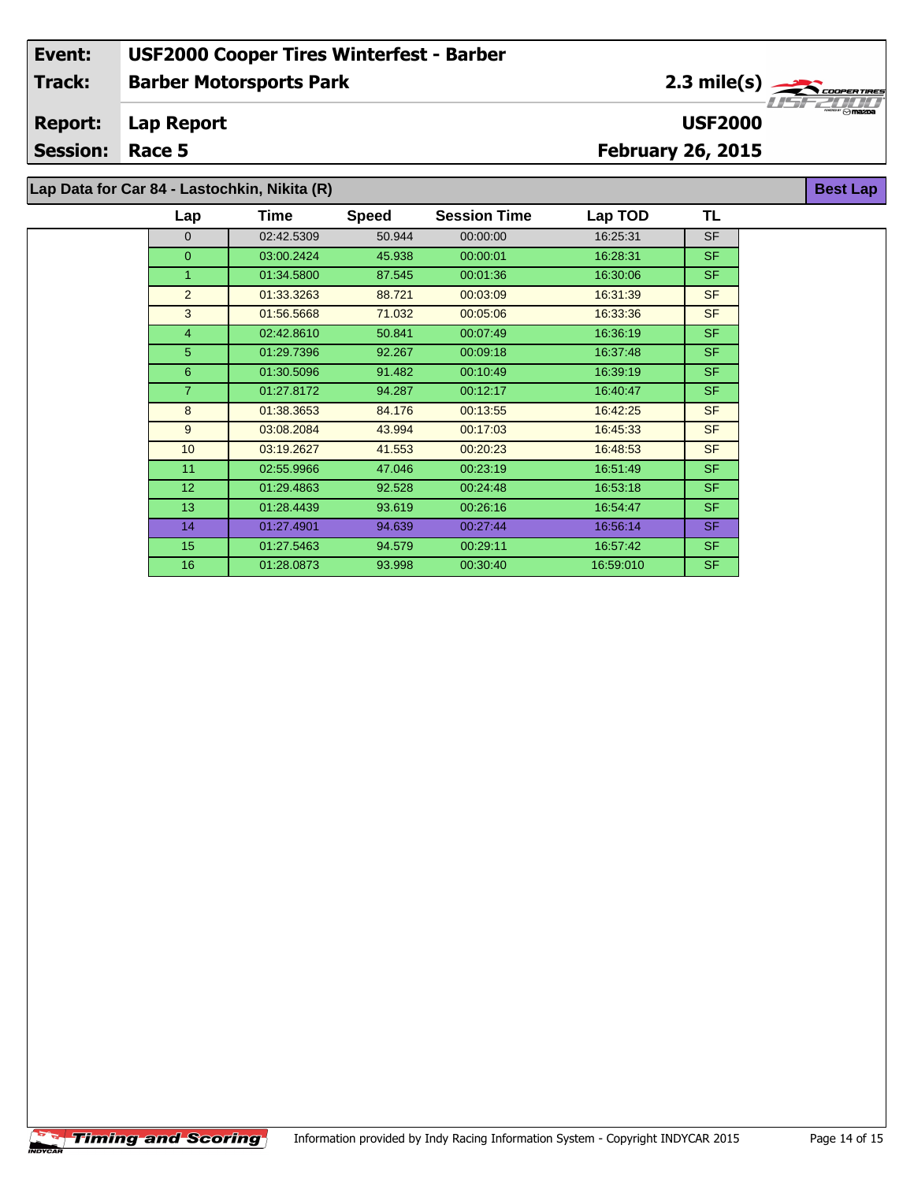| Event: | USF2000 Cooper Tires Winterfest - Barber | |
|---|---|---|
| Track: | Barber Motorsports Park | 2.3 mile(s) |
| Report: | Lap Report | USF2000 |
| Session: | Race 5 | February 26, 2015 |

## Lap Data for Car 84 - Lastochkin, Nikita (R)

Best Lap

| Lap | Time | Speed | Session Time | Lap TOD | TL |
|---|---|---|---|---|---|
| 0 | 02:42.5309 | 50.944 | 00:00:00 | 16:25:31 | SF |
| 0 | 03:00.2424 | 45.938 | 00:00:01 | 16:28:31 | SF |
| 1 | 01:34.5800 | 87.545 | 00:01:36 | 16:30:06 | SF |
| 2 | 01:33.3263 | 88.721 | 00:03:09 | 16:31:39 | SF |
| 3 | 01:56.5668 | 71.032 | 00:05:06 | 16:33:36 | SF |
| 4 | 02:42.8610 | 50.841 | 00:07:49 | 16:36:19 | SF |
| 5 | 01:29.7396 | 92.267 | 00:09:18 | 16:37:48 | SF |
| 6 | 01:30.5096 | 91.482 | 00:10:49 | 16:39:19 | SF |
| 7 | 01:27.8172 | 94.287 | 00:12:17 | 16:40:47 | SF |
| 8 | 01:38.3653 | 84.176 | 00:13:55 | 16:42:25 | SF |
| 9 | 03:08.2084 | 43.994 | 00:17:03 | 16:45:33 | SF |
| 10 | 03:19.2627 | 41.553 | 00:20:23 | 16:48:53 | SF |
| 11 | 02:55.9966 | 47.046 | 00:23:19 | 16:51:49 | SF |
| 12 | 01:29.4863 | 92.528 | 00:24:48 | 16:53:18 | SF |
| 13 | 01:28.4439 | 93.619 | 00:26:16 | 16:54:47 | SF |
| 14 | 01:27.4901 | 94.639 | 00:27:44 | 16:56:14 | SF |
| 15 | 01:27.5463 | 94.579 | 00:29:11 | 16:57:42 | SF |
| 16 | 01:28.0873 | 93.998 | 00:30:40 | 16:59:010 | SF |

Timing and Scoring

Information provided by Indy Racing Information System - Copyright INDYCAR 2015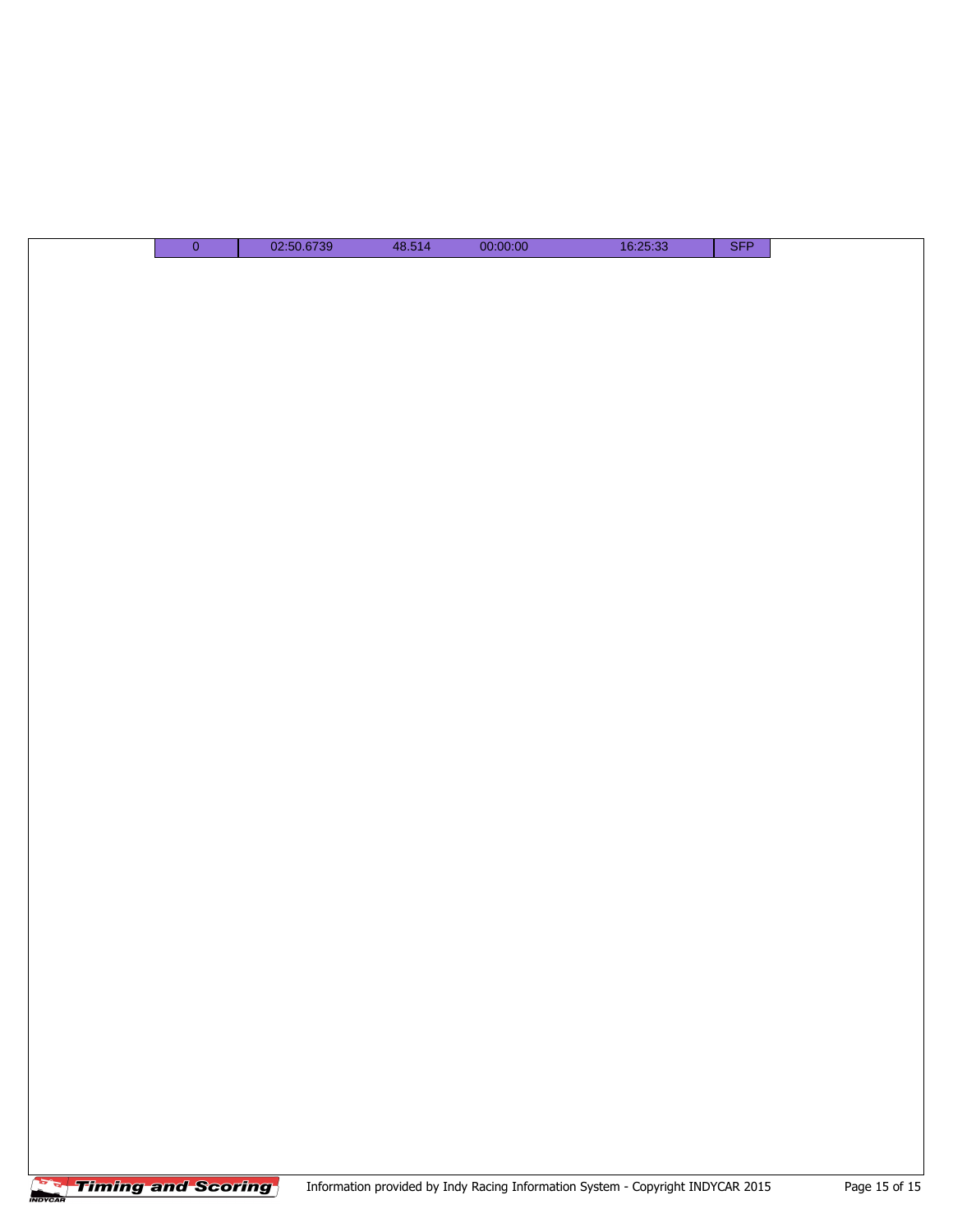| | | | | | | |
|---|---|---|---|---|---|---|
| | 0 | 02:50.6739 | 48.514 | 00:00:00 | 16:25:33 | SFP |